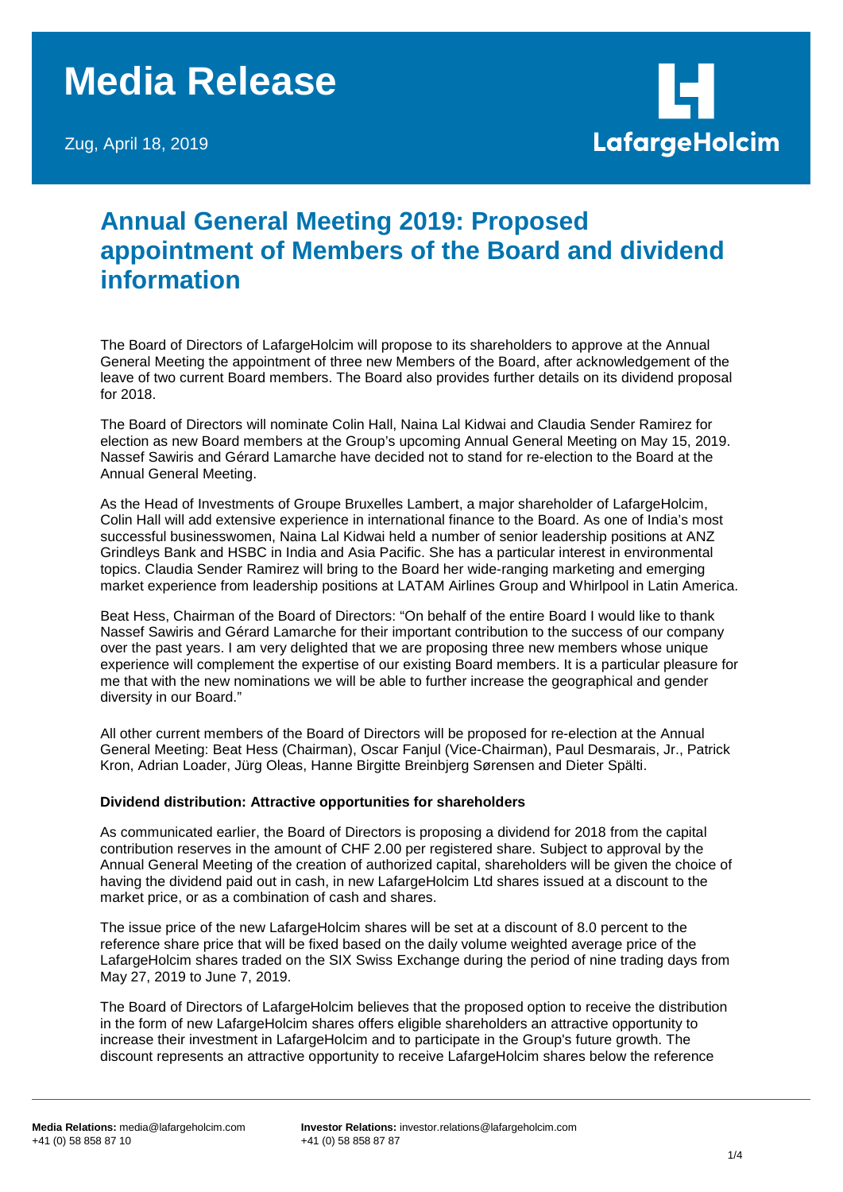# Media Release

Zug, April 18, 2019

LafargeHolcim

## Annual General Meeting 2019: Proposed appointment of Members of the Board and dividend information

The Board of Directors of LafargeHolcim will propose to its shareholders to approve at the Annual General Meeting the appointment of three new Members of the Board, after acknowledgement of the leave of two current Board members. The Board also provides further details on its dividend proposal for 2018.

The Board of Directors will nominate Colin Hall, Naina Lal Kidwai and Claudia Sender Ramirez for election as new Board members at the Group's upcoming Annual General Meeting on May 15, 2019. Nassef Sawiris and Gérard Lamarche have decided not to stand for re-election to the Board at the Annual General Meeting.

As the Head of Investments of Groupe Bruxelles Lambert, a major shareholder of LafargeHolcim, Colin Hall will add extensive experience in international finance to the Board. As one of India's most successful businesswomen, Naina Lal Kidwai held a number of senior leadership positions at ANZ Grindleys Bank and HSBC in India and Asia Pacific. She has a particular interest in environmental topics. Claudia Sender Ramirez will bring to the Board her wide-ranging marketing and emerging market experience from leadership positions at LATAM Airlines Group and Whirlpool in Latin America.

Beat Hess, Chairman of the Board of Directors: "On behalf of the entire Board I would like to thank Nassef Sawiris and Gérard Lamarche for their important contribution to the success of our company over the past years. I am very delighted that we are proposing three new members whose unique experience will complement the expertise of our existing Board members. It is a particular pleasure for me that with the new nominations we will be able to further increase the geographical and gender diversity in our Board."

All other current members of the Board of Directors will be proposed for re-election at the Annual General Meeting: Beat Hess (Chairman), Oscar Fanjul (Vice-Chairman), Paul Desmarais, Jr., Patrick Kron, Adrian Loader, Jürg Oleas, Hanne Birgitte Breinbjerg Sørensen and Dieter Spälti.

**Dividend distribution: Attractive opportunities for shareholders**

As communicated earlier, the Board of Directors is proposing a dividend for 2018 from the capital contribution reserves in the amount of CHF 2.00 per registered share. Subject to approval by the Annual General Meeting of the creation of authorized capital, shareholders will be given the choice of having the dividend paid out in cash, in new LafargeHolcim Ltd shares issued at a discount to the market price, or as a combination of cash and shares.

The issue price of the new LafargeHolcim shares will be set at a discount of 8.0 percent to the reference share price that will be fixed based on the daily volume weighted average price of the LafargeHolcim shares traded on the SIX Swiss Exchange during the period of nine trading days from May 27, 2019 to June 7, 2019.

The Board of Directors of LafargeHolcim believes that the proposed option to receive the distribution in the form of new LafargeHolcim shares offers eligible shareholders an attractive opportunity to increase their investment in LafargeHolcim and to participate in the Group's future growth. The discount represents an attractive opportunity to receive LafargeHolcim shares below the reference

**Media Relations:** media@lafargeholcim.com
+41 (0) 58 858 87 10

**Investor Relations:** investor.relations@lafargeholcim.com
+41 (0) 58 858 87 87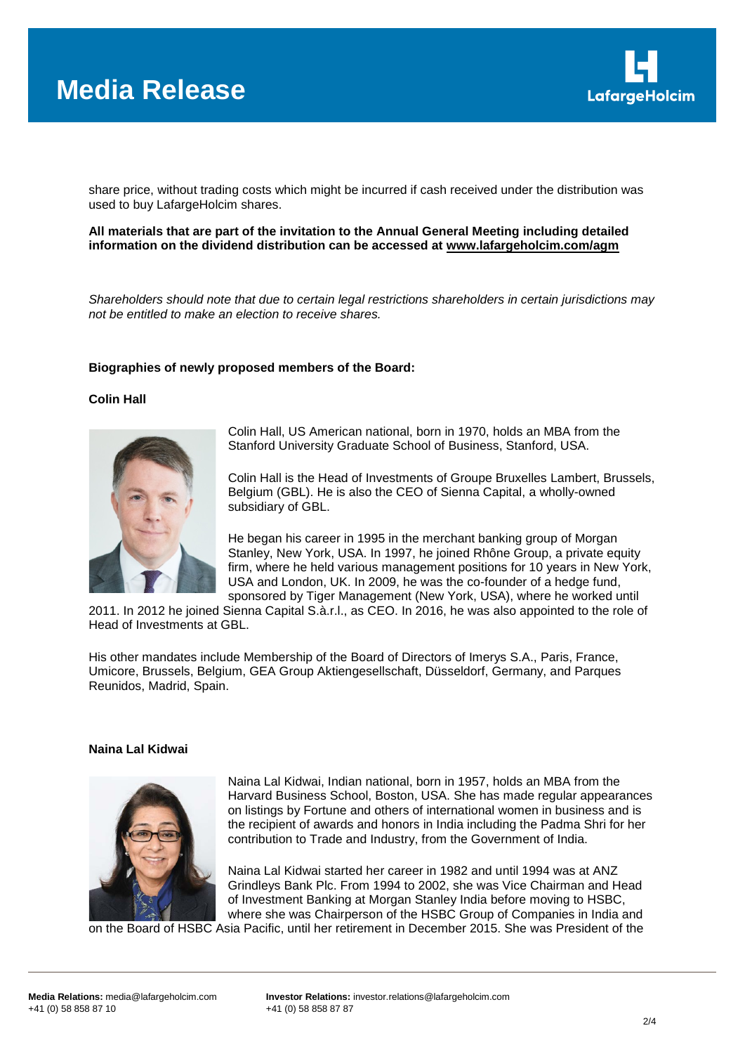share price, without trading costs which might be incurred if cash received under the distribution was used to buy LafargeHolcim shares.

**All materials that are part of the invitation to the Annual General Meeting including detailed information on the dividend distribution can be accessed at [www.lafargeholcim.com/agm](www.lafargeholcim.com/agm)**

*Shareholders should note that due to certain legal restrictions shareholders in certain jurisdictions may not be entitled to make an election to receive shares.*

**Biographies of newly proposed members of the Board:**

**Colin Hall**

Colin Hall, US American national, born in 1970, holds an MBA from the Stanford University Graduate School of Business, Stanford, USA.

Colin Hall is the Head of Investments of Groupe Bruxelles Lambert, Brussels, Belgium (GBL). He is also the CEO of Sienna Capital, a wholly-owned subsidiary of GBL.

He began his career in 1995 in the merchant banking group of Morgan Stanley, New York, USA. In 1997, he joined Rhône Group, a private equity firm, where he held various management positions for 10 years in New York, USA and London, UK. In 2009, he was the co-founder of a hedge fund, sponsored by Tiger Management (New York, USA), where he worked until 2011. In 2012 he joined Sienna Capital S.à.r.l., as CEO. In 2016, he was also appointed to the role of Head of Investments at GBL.

His other mandates include Membership of the Board of Directors of Imerys S.A., Paris, France, Umicore, Brussels, Belgium, GEA Group Aktiengesellschaft, Düsseldorf, Germany, and Parques Reunidos, Madrid, Spain.

**Naina Lal Kidwai**

Naina Lal Kidwai, Indian national, born in 1957, holds an MBA from the Harvard Business School, Boston, USA. She has made regular appearances on listings by Fortune and others of international women in business and is the recipient of awards and honors in India including the Padma Shri for her contribution to Trade and Industry, from the Government of India.

Naina Lal Kidwai started her career in 1982 and until 1994 was at ANZ Grindleys Bank Plc. From 1994 to 2002, she was Vice Chairman and Head of Investment Banking at Morgan Stanley India before moving to HSBC, where she was Chairperson of the HSBC Group of Companies in India and on the Board of HSBC Asia Pacific, until her retirement in December 2015. She was President of the

**Media Relations:** media@lafargeholcim.com
+41 (0) 58 858 87 10

**Investor Relations:** investor.relations@lafargeholcim.com
+41 (0) 58 858 87 87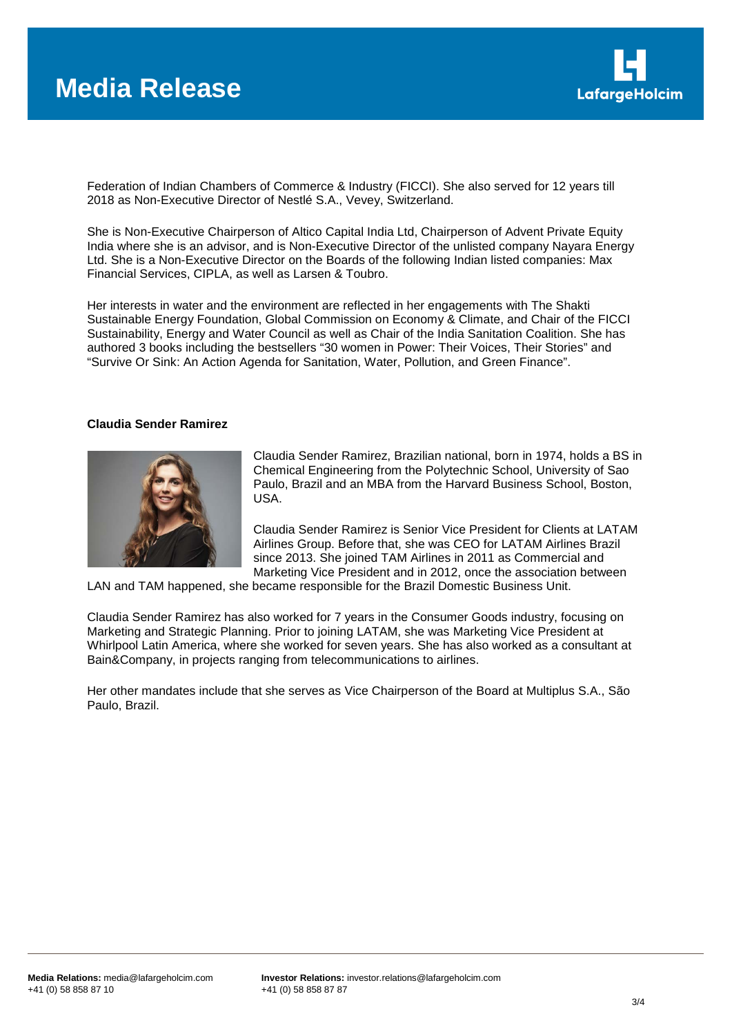Federation of Indian Chambers of Commerce & Industry (FICCI). She also served for 12 years till 2018 as Non-Executive Director of Nestlé S.A., Vevey, Switzerland.

She is Non-Executive Chairperson of Altico Capital India Ltd, Chairperson of Advent Private Equity India where she is an advisor, and is Non-Executive Director of the unlisted company Nayara Energy Ltd. She is a Non-Executive Director on the Boards of the following Indian listed companies: Max Financial Services, CIPLA, as well as Larsen & Toubro.

Her interests in water and the environment are reflected in her engagements with The Shakti Sustainable Energy Foundation, Global Commission on Economy & Climate, and Chair of the FICCI Sustainability, Energy and Water Council as well as Chair of the India Sanitation Coalition. She has authored 3 books including the bestsellers "30 women in Power: Their Voices, Their Stories" and "Survive Or Sink: An Action Agenda for Sanitation, Water, Pollution, and Green Finance".

**Claudia Sender Ramirez**

Claudia Sender Ramirez, Brazilian national, born in 1974, holds a BS in Chemical Engineering from the Polytechnic School, University of Sao Paulo, Brazil and an MBA from the Harvard Business School, Boston, USA.

Claudia Sender Ramirez is Senior Vice President for Clients at LATAM Airlines Group. Before that, she was CEO for LATAM Airlines Brazil since 2013. She joined TAM Airlines in 2011 as Commercial and Marketing Vice President and in 2012, once the association between LAN and TAM happened, she became responsible for the Brazil Domestic Business Unit.

Claudia Sender Ramirez has also worked for 7 years in the Consumer Goods industry, focusing on Marketing and Strategic Planning. Prior to joining LATAM, she was Marketing Vice President at Whirlpool Latin America, where she worked for seven years. She has also worked as a consultant at Bain&Company, in projects ranging from telecommunications to airlines.

Her other mandates include that she serves as Vice Chairperson of the Board at Multiplus S.A., São Paulo, Brazil.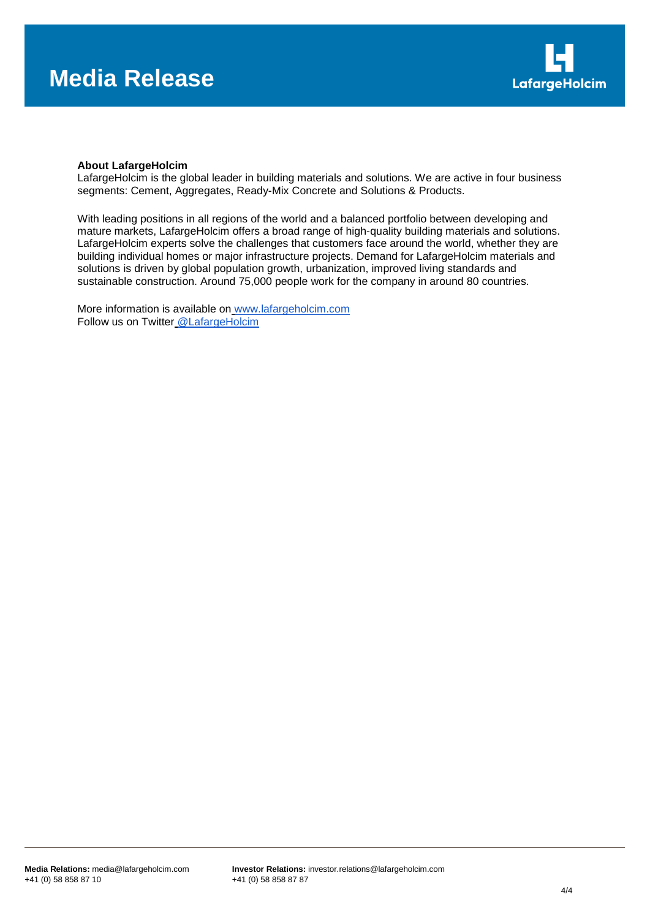**About LafargeHolcim**

LafargeHolcim is the global leader in building materials and solutions. We are active in four business segments: Cement, Aggregates, Ready-Mix Concrete and Solutions & Products.

With leading positions in all regions of the world and a balanced portfolio between developing and mature markets, LafargeHolcim offers a broad range of high-quality building materials and solutions. LafargeHolcim experts solve the challenges that customers face around the world, whether they are building individual homes or major infrastructure projects. Demand for LafargeHolcim materials and solutions is driven by global population growth, urbanization, improved living standards and sustainable construction. Around 75,000 people work for the company in around 80 countries.

More information is available on www.lafargeholcim.com
Follow us on Twitter @LafargeHolcim

**Media Relations:** media@lafargeholcim.com
+41 (0) 58 858 87 10

**Investor Relations:** investor.relations@lafargeholcim.com
+41 (0) 58 858 87 87